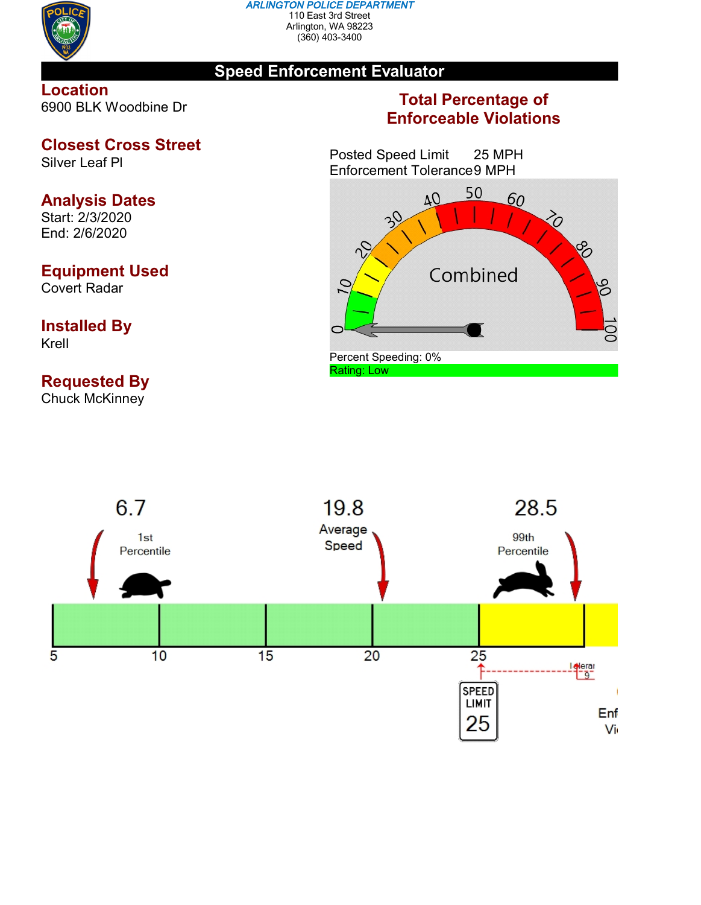**ARLINGTON POLICE DEPARTMENT**
110 East 3rd Street
Arlington, WA 98223
(360) 403-3400

# Speed Enforcement Evaluator

## Location
6900 BLK Woodbine Dr

## Closest Cross Street
Silver Leaf Pl

## Analysis Dates
Start: 2/3/2020
End: 2/6/2020

## Equipment Used
Covert Radar

## Installed By
Krell

## Requested By
Chuck McKinney

## Total Percentage of Enforceable Violations

Posted Speed Limit 25 MPH
Enforcement Tolerance 9 MPH

Combined

Percent Speeding: 0%
Rating: Low

6.7 — 1st Percentile

19.8 — Average Speed

28.5 — 99th Percentile

5 10 15 20 25

SPEED LIMIT 25

Tolerance 9

Enf Vi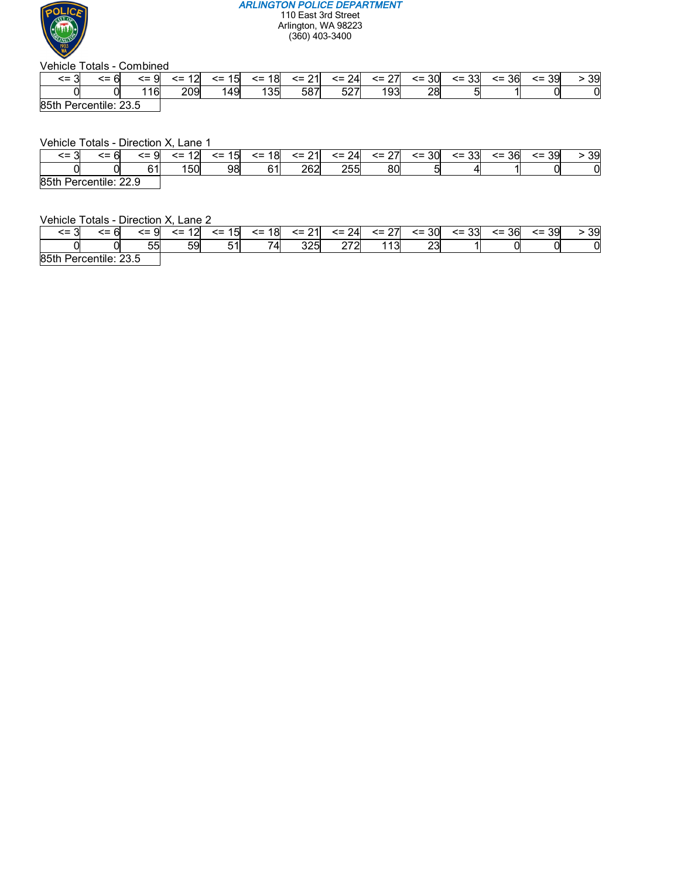**ARLINGTON POLICE DEPARTMENT**
110 East 3rd Street
Arlington, WA 98223
(360) 403-3400

Vehicle Totals - Combined

| <= 3 | <= 6 | <= 9 | <= 12 | <= 15 | <= 18 | <= 21 | <= 24 | <= 27 | <= 30 | <= 33 | <= 36 | <= 39 | > 39 |
|---|---|---|---|---|---|---|---|---|---|---|---|---|---|
| 0 | 0 | 116 | 209 | 149 | 135 | 587 | 527 | 193 | 28 | 5 | 1 | 0 | 0 |

85th Percentile: 23.5

Vehicle Totals - Direction X, Lane 1

| <= 3 | <= 6 | <= 9 | <= 12 | <= 15 | <= 18 | <= 21 | <= 24 | <= 27 | <= 30 | <= 33 | <= 36 | <= 39 | > 39 |
|---|---|---|---|---|---|---|---|---|---|---|---|---|---|
| 0 | 0 | 61 | 150 | 98 | 61 | 262 | 255 | 80 | 5 | 4 | 1 | 0 | 0 |

85th Percentile: 22.9

Vehicle Totals - Direction X, Lane 2

| <= 3 | <= 6 | <= 9 | <= 12 | <= 15 | <= 18 | <= 21 | <= 24 | <= 27 | <= 30 | <= 33 | <= 36 | <= 39 | > 39 |
|---|---|---|---|---|---|---|---|---|---|---|---|---|---|
| 0 | 0 | 55 | 59 | 51 | 74 | 325 | 272 | 113 | 23 | 1 | 0 | 0 | 0 |

85th Percentile: 23.5